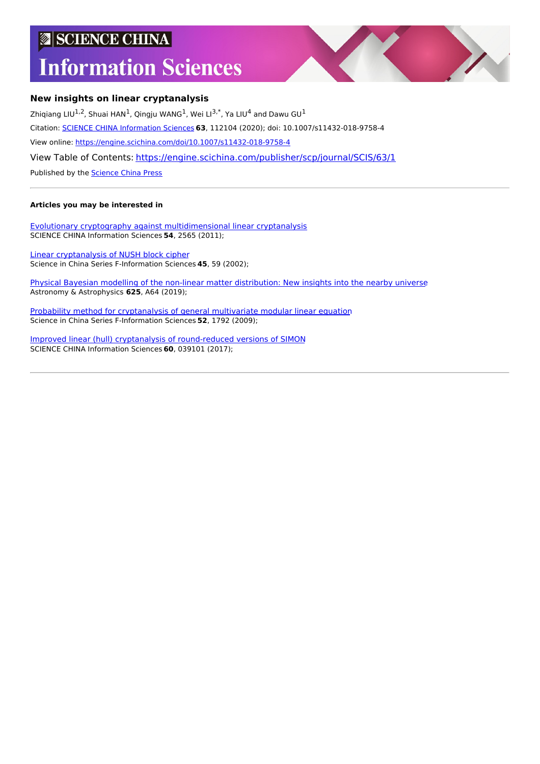SCIENCE CHINA

# Information Sciences

## New insights on linear cryptanalysis

Zhiqiang LIU[1,2], Shuai HAN[1], Qingju WANG[1], Wei LI[3,*], Ya LIU[4] and Dawu GU[1]

Citation: SCIENCE CHINA Information Sciences **63**, 112104 (2020); doi: 10.1007/s11432-018-9758-4

View online: https://engine.scichina.com/doi/10.1007/s11432-018-9758-4

View Table of Contents: https://engine.scichina.com/publisher/scp/journal/SCIS/63/1

Published by the Science China Press

---

**Articles you may be interested in**

Evolutionary cryptography against multidimensional linear cryptanalysis
SCIENCE CHINA Information Sciences **54**, 2565 (2011);

Linear cryptanalysis of NUSH block cipher
Science in China Series F-Information Sciences **45**, 59 (2002);

Physical Bayesian modelling of the non-linear matter distribution: New insights into the nearby universe
Astronomy & Astrophysics **625**, A64 (2019);

Probability method for cryptanalysis of general multivariate modular linear equation
Science in China Series F-Information Sciences **52**, 1792 (2009);

Improved linear (hull) cryptanalysis of round-reduced versions of SIMON
SCIENCE CHINA Information Sciences **60**, 039101 (2017);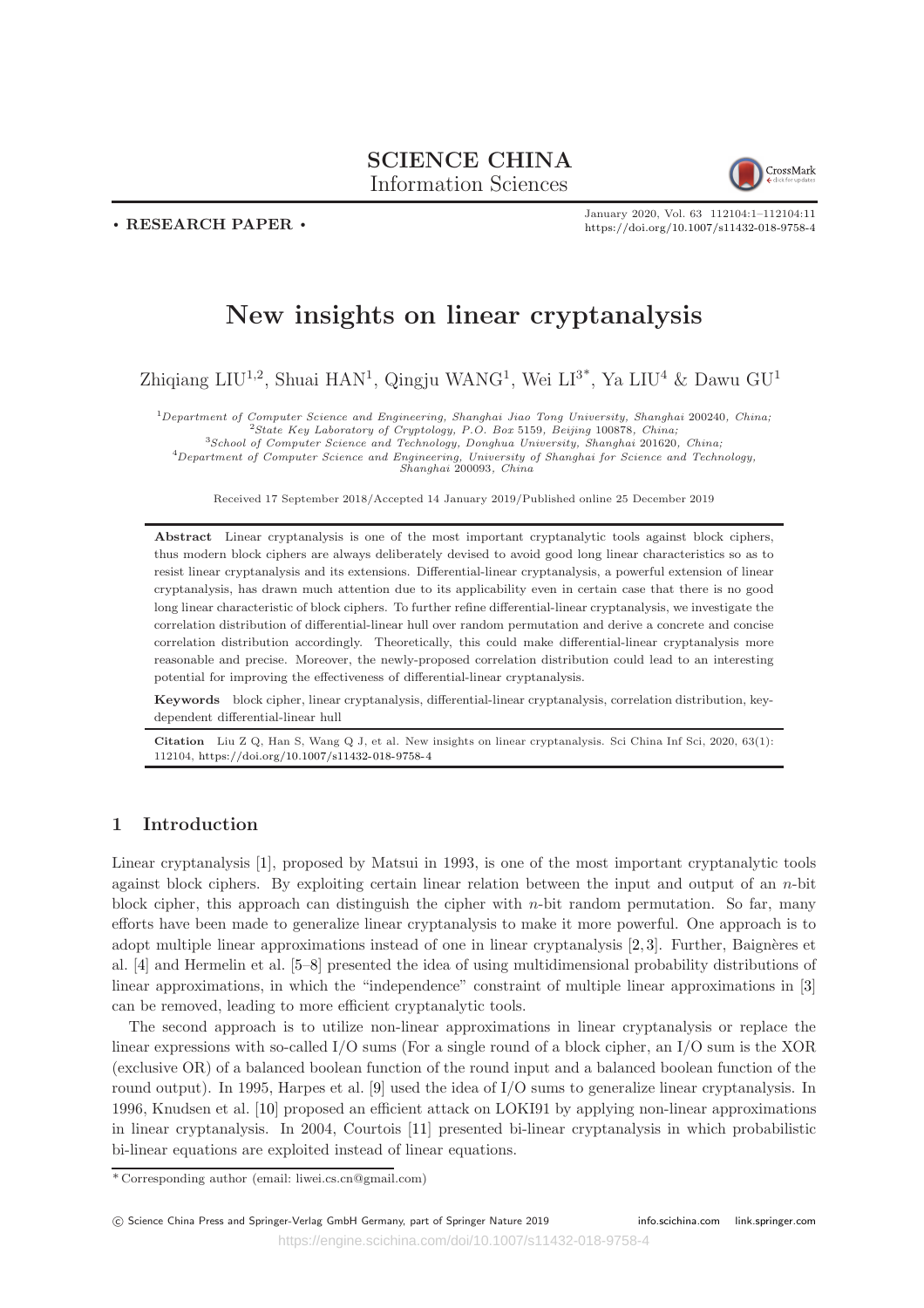# New insights on linear cryptanalysis

Zhiqiang LIU[1,2], Shuai HAN[1], Qingju WANG[1], Wei LI[3*], Ya LIU[4] & Dawu GU[1]

[1]*Department of Computer Science and Engineering, Shanghai Jiao Tong University, Shanghai* 200240*, China;*
[2]*State Key Laboratory of Cryptology, P.O. Box* 5159*, Beijing* 100878*, China;*
[3]*School of Computer Science and Technology, Donghua University, Shanghai* 201620*, China;*
[4]*Department of Computer Science and Engineering, University of Shanghai for Science and Technology, Shanghai* 200093*, China*

Received 17 September 2018/Accepted 14 January 2019/Published online 25 December 2019

**Abstract** Linear cryptanalysis is one of the most important cryptanalytic tools against block ciphers, thus modern block ciphers are always deliberately devised to avoid good long linear characteristics so as to resist linear cryptanalysis and its extensions. Differential-linear cryptanalysis, a powerful extension of linear cryptanalysis, has drawn much attention due to its applicability even in certain case that there is no good long linear characteristic of block ciphers. To further refine differential-linear cryptanalysis, we investigate the correlation distribution of differential-linear hull over random permutation and derive a concrete and concise correlation distribution accordingly. Theoretically, this could make differential-linear cryptanalysis more reasonable and precise. Moreover, the newly-proposed correlation distribution could lead to an interesting potential for improving the effectiveness of differential-linear cryptanalysis.

**Keywords** block cipher, linear cryptanalysis, differential-linear cryptanalysis, correlation distribution, key-dependent differential-linear hull

**Citation** Liu Z Q, Han S, Wang Q J, et al. New insights on linear cryptanalysis. Sci China Inf Sci, 2020, 63(1): 112104, https://doi.org/10.1007/s11432-018-9758-4

## 1 Introduction

Linear cryptanalysis [1], proposed by Matsui in 1993, is one of the most important cryptanalytic tools against block ciphers. By exploiting certain linear relation between the input and output of an $n$-bit block cipher, this approach can distinguish the cipher with $n$-bit random permutation. So far, many efforts have been made to generalize linear cryptanalysis to make it more powerful. One approach is to adopt multiple linear approximations instead of one in linear cryptanalysis [2,3]. Further, Baignères et al. [4] and Hermelin et al. [5–8] presented the idea of using multidimensional probability distributions of linear approximations, in which the "independence" constraint of multiple linear approximations in [3] can be removed, leading to more efficient cryptanalytic tools.

The second approach is to utilize non-linear approximations in linear cryptanalysis or replace the linear expressions with so-called I/O sums (For a single round of a block cipher, an I/O sum is the XOR (exclusive OR) of a balanced boolean function of the round input and a balanced boolean function of the round output). In 1995, Harpes et al. [9] used the idea of I/O sums to generalize linear cryptanalysis. In 1996, Knudsen et al. [10] proposed an efficient attack on LOKI91 by applying non-linear approximations in linear cryptanalysis. In 2004, Courtois [11] presented bi-linear cryptanalysis in which probabilistic bi-linear equations are exploited instead of linear equations.

\* Corresponding author (email: liwei.cs.cn@gmail.com)

© Science China Press and Springer-Verlag GmbH Germany, part of Springer Nature 2019 info.scichina.com link.springer.com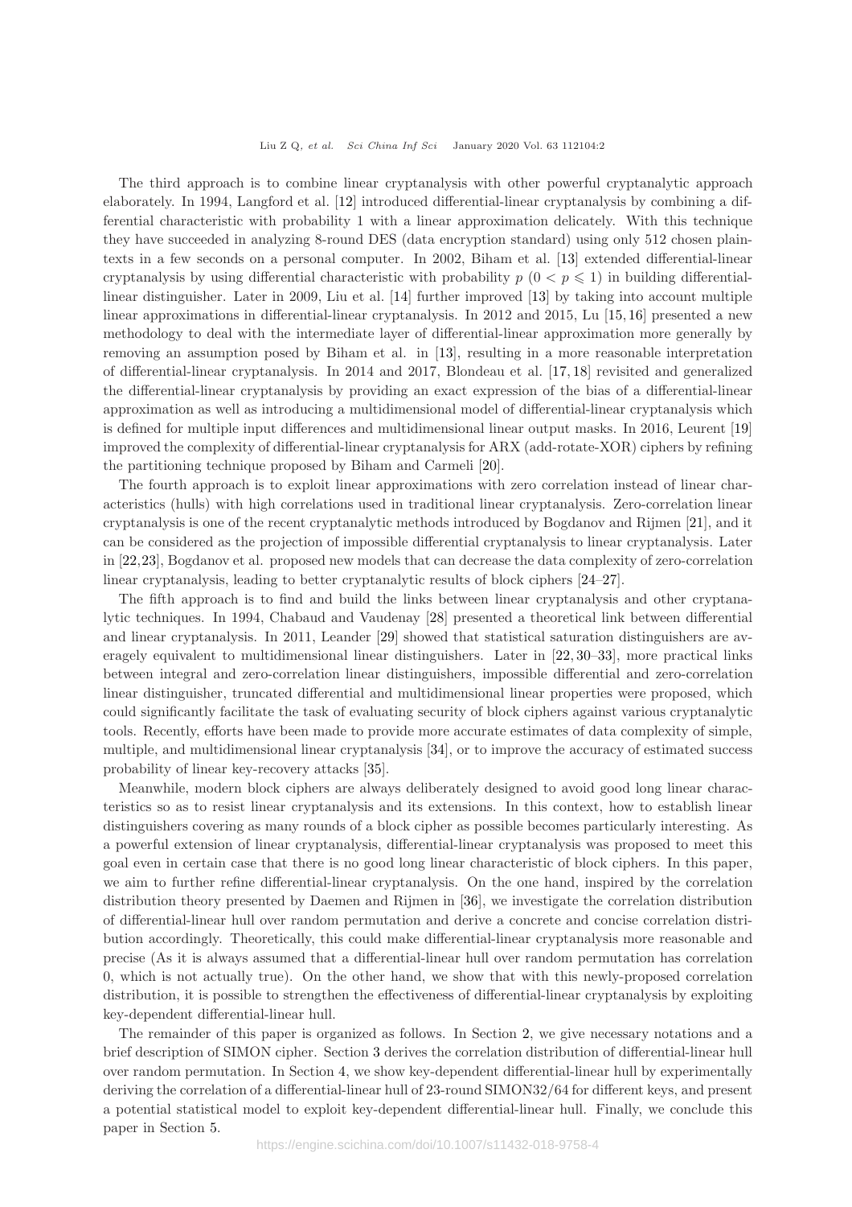The third approach is to combine linear cryptanalysis with other powerful cryptanalytic approach elaborately. In 1994, Langford et al. [12] introduced differential-linear cryptanalysis by combining a differential characteristic with probability 1 with a linear approximation delicately. With this technique they have succeeded in analyzing 8-round DES (data encryption standard) using only 512 chosen plaintexts in a few seconds on a personal computer. In 2002, Biham et al. [13] extended differential-linear cryptanalysis by using differential characteristic with probability $p$ $(0 < p \leqslant 1)$ in building differential-linear distinguisher. Later in 2009, Liu et al. [14] further improved [13] by taking into account multiple linear approximations in differential-linear cryptanalysis. In 2012 and 2015, Lu [15, 16] presented a new methodology to deal with the intermediate layer of differential-linear approximation more generally by removing an assumption posed by Biham et al. in [13], resulting in a more reasonable interpretation of differential-linear cryptanalysis. In 2014 and 2017, Blondeau et al. [17, 18] revisited and generalized the differential-linear cryptanalysis by providing an exact expression of the bias of a differential-linear approximation as well as introducing a multidimensional model of differential-linear cryptanalysis which is defined for multiple input differences and multidimensional linear output masks. In 2016, Leurent [19] improved the complexity of differential-linear cryptanalysis for ARX (add-rotate-XOR) ciphers by refining the partitioning technique proposed by Biham and Carmeli [20].

The fourth approach is to exploit linear approximations with zero correlation instead of linear characteristics (hulls) with high correlations used in traditional linear cryptanalysis. Zero-correlation linear cryptanalysis is one of the recent cryptanalytic methods introduced by Bogdanov and Rijmen [21], and it can be considered as the projection of impossible differential cryptanalysis to linear cryptanalysis. Later in [22, 23], Bogdanov et al. proposed new models that can decrease the data complexity of zero-correlation linear cryptanalysis, leading to better cryptanalytic results of block ciphers [24–27].

The fifth approach is to find and build the links between linear cryptanalysis and other cryptanalytic techniques. In 1994, Chabaud and Vaudenay [28] presented a theoretical link between differential and linear cryptanalysis. In 2011, Leander [29] showed that statistical saturation distinguishers are averagely equivalent to multidimensional linear distinguishers. Later in [22, 30–33], more practical links between integral and zero-correlation linear distinguishers, impossible differential and zero-correlation linear distinguisher, truncated differential and multidimensional linear properties were proposed, which could significantly facilitate the task of evaluating security of block ciphers against various cryptanalytic tools. Recently, efforts have been made to provide more accurate estimates of data complexity of simple, multiple, and multidimensional linear cryptanalysis [34], or to improve the accuracy of estimated success probability of linear key-recovery attacks [35].

Meanwhile, modern block ciphers are always deliberately designed to avoid good long linear characteristics so as to resist linear cryptanalysis and its extensions. In this context, how to establish linear distinguishers covering as many rounds of a block cipher as possible becomes particularly interesting. As a powerful extension of linear cryptanalysis, differential-linear cryptanalysis was proposed to meet this goal even in certain case that there is no good long linear characteristic of block ciphers. In this paper, we aim to further refine differential-linear cryptanalysis. On the one hand, inspired by the correlation distribution theory presented by Daemen and Rijmen in [36], we investigate the correlation distribution of differential-linear hull over random permutation and derive a concrete and concise correlation distribution accordingly. Theoretically, this could make differential-linear cryptanalysis more reasonable and precise (As it is always assumed that a differential-linear hull over random permutation has correlation 0, which is not actually true). On the other hand, we show that with this newly-proposed correlation distribution, it is possible to strengthen the effectiveness of differential-linear cryptanalysis by exploiting key-dependent differential-linear hull.

The remainder of this paper is organized as follows. In Section 2, we give necessary notations and a brief description of SIMON cipher. Section 3 derives the correlation distribution of differential-linear hull over random permutation. In Section 4, we show key-dependent differential-linear hull by experimentally deriving the correlation of a differential-linear hull of 23-round SIMON32/64 for different keys, and present a potential statistical model to exploit key-dependent differential-linear hull. Finally, we conclude this paper in Section 5.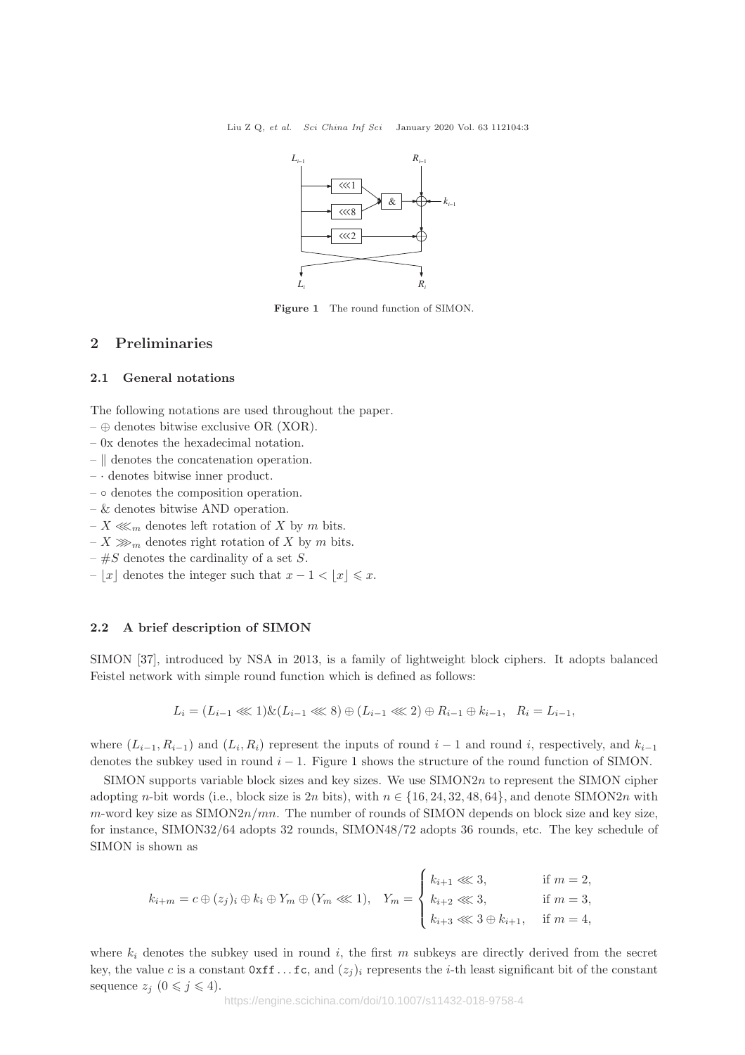Figure 1 The round function of SIMON.

## 2 Preliminaries

### 2.1 General notations

The following notations are used throughout the paper.

– $\oplus$ denotes bitwise exclusive OR (XOR).
– 0x denotes the hexadecimal notation.
– $\|$ denotes the concatenation operation.
– $\cdot$ denotes bitwise inner product.
– $\circ$ denotes the composition operation.
– & denotes bitwise AND operation.
– $X \lll_m$ denotes left rotation of $X$ by $m$ bits.
– $X \ggg_m$ denotes right rotation of $X$ by $m$ bits.
– $\#S$ denotes the cardinality of a set $S$.
– $\lfloor x \rfloor$ denotes the integer such that $x - 1 < \lfloor x \rfloor \leqslant x$.

### 2.2 A brief description of SIMON

SIMON [37], introduced by NSA in 2013, is a family of lightweight block ciphers. It adopts balanced Feistel network with simple round function which is defined as follows:

$$L_i = (L_{i-1} \lll 1)\&(L_{i-1} \lll 8) \oplus (L_{i-1} \lll 2) \oplus R_{i-1} \oplus k_{i-1}, \quad R_i = L_{i-1},$$

where $(L_{i-1}, R_{i-1})$ and $(L_i, R_i)$ represent the inputs of round $i-1$ and round $i$, respectively, and $k_{i-1}$ denotes the subkey used in round $i-1$. Figure 1 shows the structure of the round function of SIMON.

SIMON supports variable block sizes and key sizes. We use SIMON$2n$ to represent the SIMON cipher adopting $n$-bit words (i.e., block size is $2n$ bits), with $n \in \{16, 24, 32, 48, 64\}$, and denote SIMON$2n$ with $m$-word key size as SIMON$2n/mn$. The number of rounds of SIMON depends on block size and key size, for instance, SIMON32/64 adopts 32 rounds, SIMON48/72 adopts 36 rounds, etc. The key schedule of SIMON is shown as

$$k_{i+m} = c \oplus (z_j)_i \oplus k_i \oplus Y_m \oplus (Y_m \lll 1), \quad Y_m = \begin{cases} k_{i+1} \lll 3, & \text{if } m = 2, \\ k_{i+2} \lll 3, & \text{if } m = 3, \\ k_{i+3} \lll 3 \oplus k_{i+1}, & \text{if } m = 4, \end{cases}$$

where $k_i$ denotes the subkey used in round $i$, the first $m$ subkeys are directly derived from the secret key, the value $c$ is a constant `0xff...fc`, and $(z_j)_i$ represents the $i$-th least significant bit of the constant sequence $z_j$ $(0 \leqslant j \leqslant 4)$.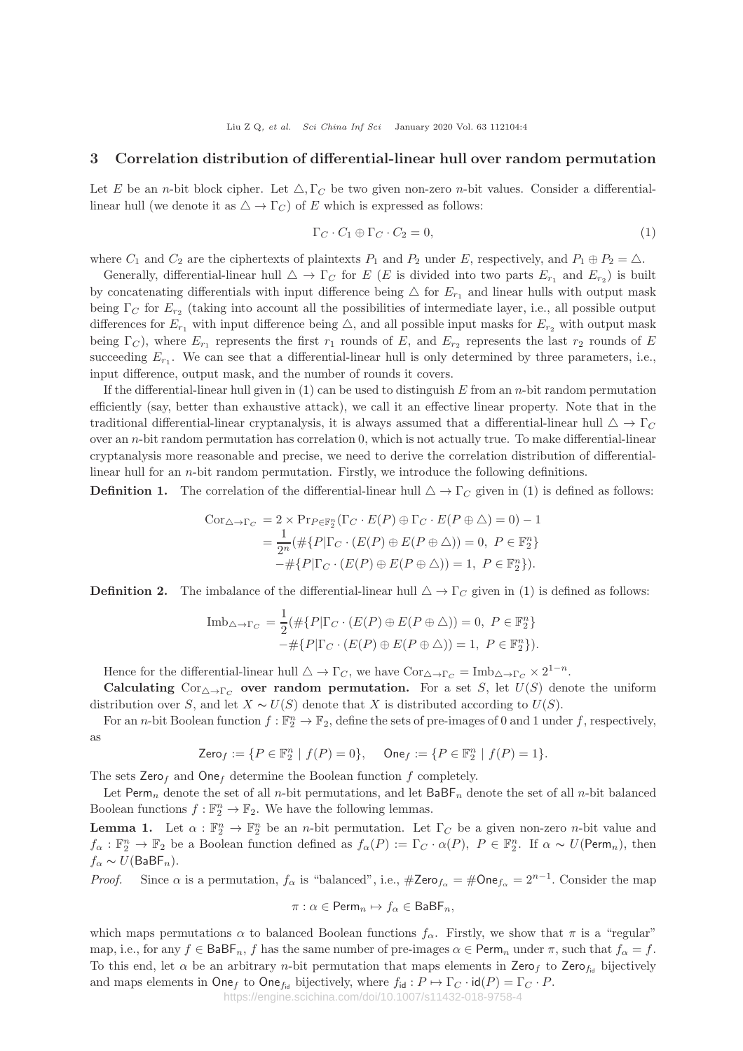## 3 Correlation distribution of differential-linear hull over random permutation

Let $E$ be an $n$-bit block cipher. Let $\triangle, \Gamma_C$ be two given non-zero $n$-bit values. Consider a differential-linear hull (we denote it as $\triangle \to \Gamma_C$) of $E$ which is expressed as follows:

$$\Gamma_C \cdot C_1 \oplus \Gamma_C \cdot C_2 = 0, \tag{1}$$

where $C_1$ and $C_2$ are the ciphertexts of plaintexts $P_1$ and $P_2$ under $E$, respectively, and $P_1 \oplus P_2 = \triangle$.

Generally, differential-linear hull $\triangle \to \Gamma_C$ for $E$ ($E$ is divided into two parts $E_{r_1}$ and $E_{r_2}$) is built by concatenating differentials with input difference being $\triangle$ for $E_{r_1}$ and linear hulls with output mask being $\Gamma_C$ for $E_{r_2}$ (taking into account all the possibilities of intermediate layer, i.e., all possible output differences for $E_{r_1}$ with input difference being $\triangle$, and all possible input masks for $E_{r_2}$ with output mask being $\Gamma_C$), where $E_{r_1}$ represents the first $r_1$ rounds of $E$, and $E_{r_2}$ represents the last $r_2$ rounds of $E$ succeeding $E_{r_1}$. We can see that a differential-linear hull is only determined by three parameters, i.e., input difference, output mask, and the number of rounds it covers.

If the differential-linear hull given in (1) can be used to distinguish $E$ from an $n$-bit random permutation efficiently (say, better than exhaustive attack), we call it an effective linear property. Note that in the traditional differential-linear cryptanalysis, it is always assumed that a differential-linear hull $\triangle \to \Gamma_C$ over an $n$-bit random permutation has correlation 0, which is not actually true. To make differential-linear cryptanalysis more reasonable and precise, we need to derive the correlation distribution of differential-linear hull for an $n$-bit random permutation. Firstly, we introduce the following definitions.

**Definition 1.** The correlation of the differential-linear hull $\triangle \to \Gamma_C$ given in (1) is defined as follows:

$$\begin{aligned}
\mathrm{Cor}_{\triangle \to \Gamma_C} &= 2 \times \mathrm{Pr}_{P \in \mathbb{F}_2^n}(\Gamma_C \cdot E(P) \oplus \Gamma_C \cdot E(P \oplus \triangle) = 0) - 1 \\
&= \frac{1}{2^n}(\#\{P|\Gamma_C \cdot (E(P) \oplus E(P \oplus \triangle)) = 0,\ P \in \mathbb{F}_2^n\} \\
&\quad - \#\{P|\Gamma_C \cdot (E(P) \oplus E(P \oplus \triangle)) = 1,\ P \in \mathbb{F}_2^n\}).
\end{aligned}$$

**Definition 2.** The imbalance of the differential-linear hull $\triangle \to \Gamma_C$ given in (1) is defined as follows:

$$\begin{aligned}
\mathrm{Imb}_{\triangle \to \Gamma_C} &= \frac{1}{2}(\#\{P|\Gamma_C \cdot (E(P) \oplus E(P \oplus \triangle)) = 0,\ P \in \mathbb{F}_2^n\} \\
&\quad - \#\{P|\Gamma_C \cdot (E(P) \oplus E(P \oplus \triangle)) = 1,\ P \in \mathbb{F}_2^n\}).
\end{aligned}$$

Hence for the differential-linear hull $\triangle \to \Gamma_C$, we have $\mathrm{Cor}_{\triangle \to \Gamma_C} = \mathrm{Imb}_{\triangle \to \Gamma_C} \times 2^{1-n}$.

**Calculating $\mathrm{Cor}_{\triangle \to \Gamma_C}$ over random permutation.** For a set $S$, let $U(S)$ denote the uniform distribution over $S$, and let $X \sim U(S)$ denote that $X$ is distributed according to $U(S)$.

For an $n$-bit Boolean function $f : \mathbb{F}_2^n \to \mathbb{F}_2$, define the sets of pre-images of 0 and 1 under $f$, respectively, as

$$\mathsf{Zero}_f := \{P \in \mathbb{F}_2^n \mid f(P) = 0\}, \quad \mathsf{One}_f := \{P \in \mathbb{F}_2^n \mid f(P) = 1\}.$$

The sets $\mathsf{Zero}_f$ and $\mathsf{One}_f$ determine the Boolean function $f$ completely.

Let $\mathsf{Perm}_n$ denote the set of all $n$-bit permutations, and let $\mathsf{BaBF}_n$ denote the set of all $n$-bit balanced Boolean functions $f : \mathbb{F}_2^n \to \mathbb{F}_2$. We have the following lemmas.

**Lemma 1.** Let $\alpha : \mathbb{F}_2^n \to \mathbb{F}_2^n$ be an $n$-bit permutation. Let $\Gamma_C$ be a given non-zero $n$-bit value and $f_\alpha : \mathbb{F}_2^n \to \mathbb{F}_2$ be a Boolean function defined as $f_\alpha(P) := \Gamma_C \cdot \alpha(P)$, $P \in \mathbb{F}_2^n$. If $\alpha \sim U(\mathsf{Perm}_n)$, then $f_\alpha \sim U(\mathsf{BaBF}_n)$.

*Proof.* Since $\alpha$ is a permutation, $f_\alpha$ is "balanced", i.e., $\#\mathsf{Zero}_{f_\alpha} = \#\mathsf{One}_{f_\alpha} = 2^{n-1}$. Consider the map

$$\pi : \alpha \in \mathsf{Perm}_n \mapsto f_\alpha \in \mathsf{BaBF}_n,$$

which maps permutations $\alpha$ to balanced Boolean functions $f_\alpha$. Firstly, we show that $\pi$ is a "regular" map, i.e., for any $f \in \mathsf{BaBF}_n$, $f$ has the same number of pre-images $\alpha \in \mathsf{Perm}_n$ under $\pi$, such that $f_\alpha = f$. To this end, let $\alpha$ be an arbitrary $n$-bit permutation that maps elements in $\mathsf{Zero}_f$ to $\mathsf{Zero}_{f_{\mathsf{id}}}$ bijectively and maps elements in $\mathsf{One}_f$ to $\mathsf{One}_{f_{\mathsf{id}}}$ bijectively, where $f_{\mathsf{id}} : P \mapsto \Gamma_C \cdot \mathsf{id}(P) = \Gamma_C \cdot P$.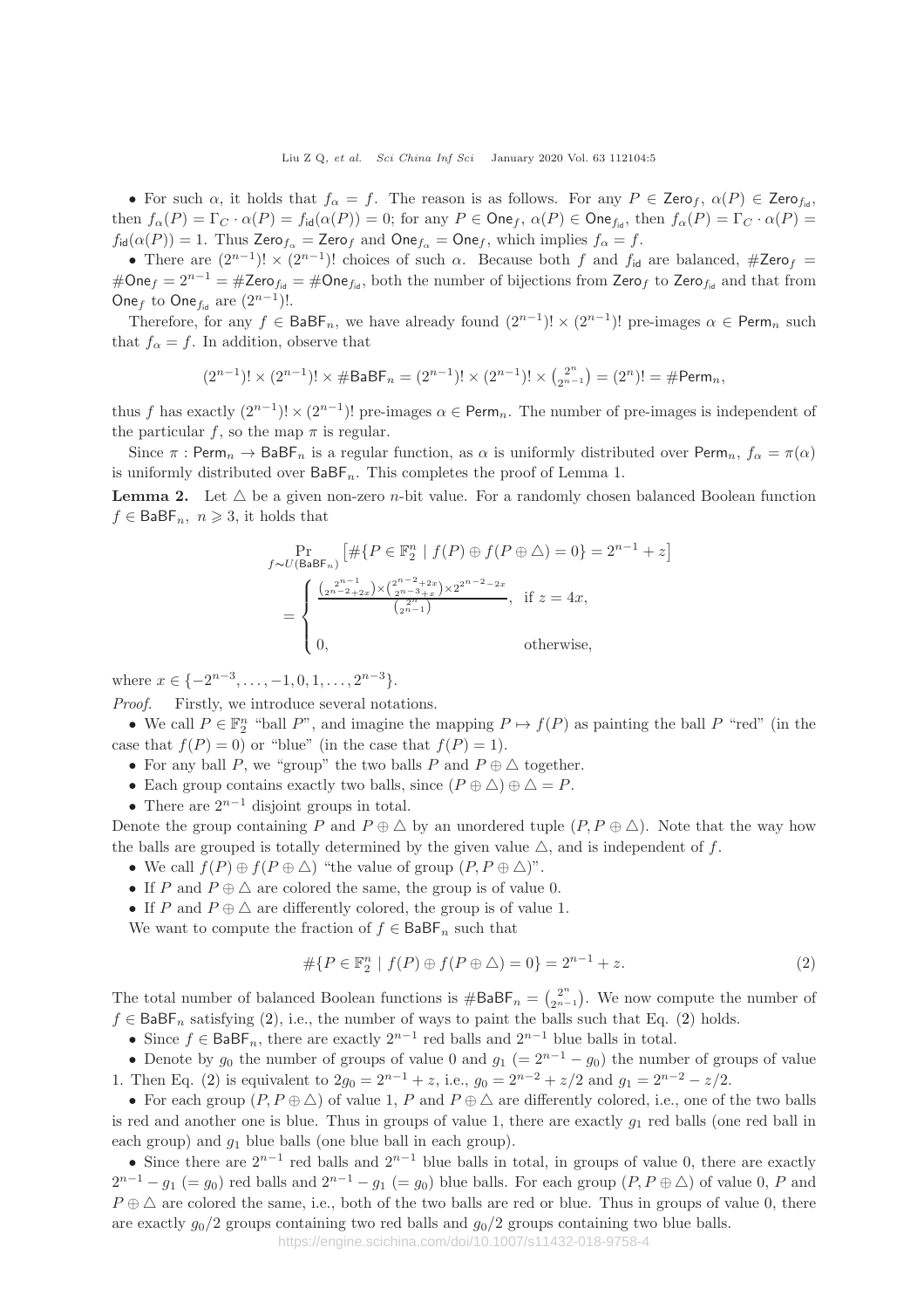- For such $\alpha$, it holds that $f_\alpha = f$. The reason is as follows. For any $P \in \mathsf{Zero}_f$, $\alpha(P) \in \mathsf{Zero}_{f_{\mathsf{id}}}$, then $f_\alpha(P) = \Gamma_C \cdot \alpha(P) = f_{\mathsf{id}}(\alpha(P)) = 0$; for any $P \in \mathsf{One}_f$, $\alpha(P) \in \mathsf{One}_{f_{\mathsf{id}}}$, then $f_\alpha(P) = \Gamma_C \cdot \alpha(P) = f_{\mathsf{id}}(\alpha(P)) = 1$. Thus $\mathsf{Zero}_{f_\alpha} = \mathsf{Zero}_f$ and $\mathsf{One}_{f_\alpha} = \mathsf{One}_f$, which implies $f_\alpha = f$.
- There are $(2^{n-1})! \times (2^{n-1})!$ choices of such $\alpha$. Because both $f$ and $f_{\mathsf{id}}$ are balanced, $\#\mathsf{Zero}_f = \#\mathsf{One}_f = 2^{n-1} = \#\mathsf{Zero}_{f_{\mathsf{id}}} = \#\mathsf{One}_{f_{\mathsf{id}}}$, both the number of bijections from $\mathsf{Zero}_f$ to $\mathsf{Zero}_{f_{\mathsf{id}}}$ and that from $\mathsf{One}_f$ to $\mathsf{One}_{f_{\mathsf{id}}}$ are $(2^{n-1})!$.

Therefore, for any $f \in \mathsf{BaBF}_n$, we have already found $(2^{n-1})! \times (2^{n-1})!$ pre-images $\alpha \in \mathsf{Perm}_n$ such that $f_\alpha = f$. In addition, observe that

$$(2^{n-1})! \times (2^{n-1})! \times \#\mathsf{BaBF}_n = (2^{n-1})! \times (2^{n-1})! \times \binom{2^n}{2^{n-1}} = (2^n)! = \#\mathsf{Perm}_n,$$

thus $f$ has exactly $(2^{n-1})! \times (2^{n-1})!$ pre-images $\alpha \in \mathsf{Perm}_n$. The number of pre-images is independent of the particular $f$, so the map $\pi$ is regular.

Since $\pi : \mathsf{Perm}_n \to \mathsf{BaBF}_n$ is a regular function, as $\alpha$ is uniformly distributed over $\mathsf{Perm}_n$, $f_\alpha = \pi(\alpha)$ is uniformly distributed over $\mathsf{BaBF}_n$. This completes the proof of Lemma 1.

**Lemma 2.** Let $\triangle$ be a given non-zero $n$-bit value. For a randomly chosen balanced Boolean function $f \in \mathsf{BaBF}_n$, $n \geqslant 3$, it holds that

$$\Pr_{f \sim U(\mathsf{BaBF}_n)} \left[ \#\{P \in \mathbb{F}_2^n \mid f(P) \oplus f(P \oplus \triangle) = 0\} = 2^{n-1} + z \right] = \begin{cases} \dfrac{\binom{2^{n-1}}{2^{n-2}+2x} \times \binom{2^{n-2}+2x}{2^{n-3}+x} \times 2^{2^{n-2}-2x}}{\binom{2^n}{2^{n-1}}}, & \text{if } z = 4x, \\ 0, & \text{otherwise,} \end{cases}$$

where $x \in \{-2^{n-3}, \ldots, -1, 0, 1, \ldots, 2^{n-3}\}$.

*Proof.* Firstly, we introduce several notations.

- We call $P \in \mathbb{F}_2^n$ "ball $P$", and imagine the mapping $P \mapsto f(P)$ as painting the ball $P$ "red" (in the case that $f(P) = 0$) or "blue" (in the case that $f(P) = 1$).
- For any ball $P$, we "group" the two balls $P$ and $P \oplus \triangle$ together.
- Each group contains exactly two balls, since $(P \oplus \triangle) \oplus \triangle = P$.
- There are $2^{n-1}$ disjoint groups in total.

Denote the group containing $P$ and $P \oplus \triangle$ by an unordered tuple $(P, P \oplus \triangle)$. Note that the way how the balls are grouped is totally determined by the given value $\triangle$, and is independent of $f$.

- We call $f(P) \oplus f(P \oplus \triangle)$ "the value of group $(P, P \oplus \triangle)$".
- If $P$ and $P \oplus \triangle$ are colored the same, the group is of value 0.
- If $P$ and $P \oplus \triangle$ are differently colored, the group is of value 1.

We want to compute the fraction of $f \in \mathsf{BaBF}_n$ such that

$$\#\{P \in \mathbb{F}_2^n \mid f(P) \oplus f(P \oplus \triangle) = 0\} = 2^{n-1} + z. \tag{2}$$

The total number of balanced Boolean functions is $\#\mathsf{BaBF}_n = \binom{2^n}{2^{n-1}}$. We now compute the number of $f \in \mathsf{BaBF}_n$ satisfying (2), i.e., the number of ways to paint the balls such that Eq. (2) holds.

- Since $f \in \mathsf{BaBF}_n$, there are exactly $2^{n-1}$ red balls and $2^{n-1}$ blue balls in total.
- Denote by $g_0$ the number of groups of value 0 and $g_1$ $(= 2^{n-1} - g_0)$ the number of groups of value 1. Then Eq. (2) is equivalent to $2g_0 = 2^{n-1} + z$, i.e., $g_0 = 2^{n-2} + z/2$ and $g_1 = 2^{n-2} - z/2$.
- For each group $(P, P \oplus \triangle)$ of value 1, $P$ and $P \oplus \triangle$ are differently colored, i.e., one of the two balls is red and another one is blue. Thus in groups of value 1, there are exactly $g_1$ red balls (one red ball in each group) and $g_1$ blue balls (one blue ball in each group).
- Since there are $2^{n-1}$ red balls and $2^{n-1}$ blue balls in total, in groups of value 0, there are exactly $2^{n-1} - g_1$ $(= g_0)$ red balls and $2^{n-1} - g_1$ $(= g_0)$ blue balls. For each group $(P, P \oplus \triangle)$ of value 0, $P$ and $P \oplus \triangle$ are colored the same, i.e., both of the two balls are red or blue. Thus in groups of value 0, there are exactly $g_0/2$ groups containing two red balls and $g_0/2$ groups containing two blue balls.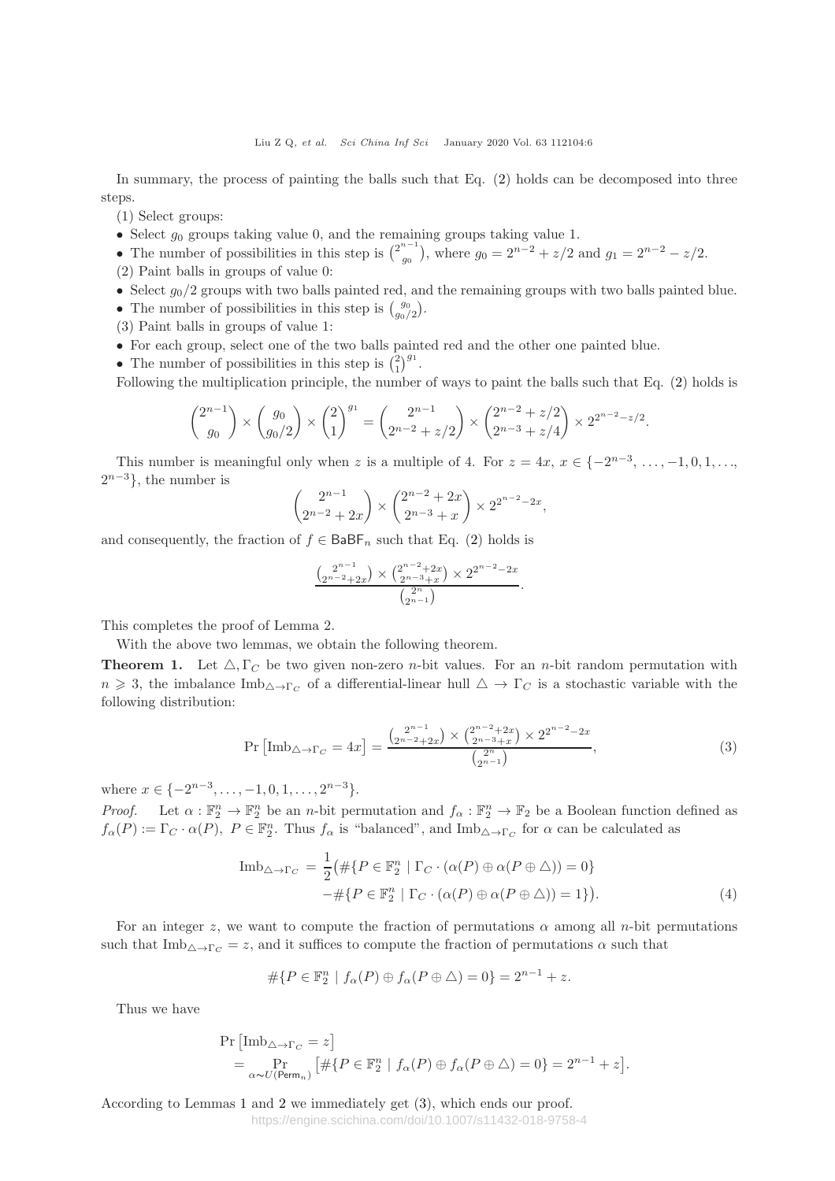In summary, the process of painting the balls such that Eq. (2) holds can be decomposed into three steps.

(1) Select groups:

- Select $g_0$ groups taking value 0, and the remaining groups taking value 1.
- The number of possibilities in this step is $\binom{2^{n-1}}{g_0}$, where $g_0 = 2^{n-2} + z/2$ and $g_1 = 2^{n-2} - z/2$.

(2) Paint balls in groups of value 0:

- Select $g_0/2$ groups with two balls painted red, and the remaining groups with two balls painted blue.
- The number of possibilities in this step is $\binom{g_0}{g_0/2}$.

(3) Paint balls in groups of value 1:

- For each group, select one of the two balls painted red and the other one painted blue.
- The number of possibilities in this step is $\binom{2}{1}^{g_1}$.

Following the multiplication principle, the number of ways to paint the balls such that Eq. (2) holds is

$$\binom{2^{n-1}}{g_0} \times \binom{g_0}{g_0/2} \times \binom{2}{1}^{g_1} = \binom{2^{n-1}}{2^{n-2}+z/2} \times \binom{2^{n-2}+z/2}{2^{n-3}+z/4} \times 2^{2^{n-2}-z/2}.$$

This number is meaningful only when $z$ is a multiple of 4. For $z = 4x$, $x \in \{-2^{n-3}, \ldots, -1, 0, 1, \ldots, 2^{n-3}\}$, the number is

$$\binom{2^{n-1}}{2^{n-2}+2x} \times \binom{2^{n-2}+2x}{2^{n-3}+x} \times 2^{2^{n-2}-2x},$$

and consequently, the fraction of $f \in \mathsf{BaBF}_n$ such that Eq. (2) holds is

$$\frac{\binom{2^{n-1}}{2^{n-2}+2x} \times \binom{2^{n-2}+2x}{2^{n-3}+x} \times 2^{2^{n-2}-2x}}{\binom{2^n}{2^{n-1}}}.$$

This completes the proof of Lemma 2.

With the above two lemmas, we obtain the following theorem.

**Theorem 1.** Let $\triangle, \Gamma_C$ be two given non-zero $n$-bit values. For an $n$-bit random permutation with $n \geqslant 3$, the imbalance $\mathrm{Imb}_{\triangle\to\Gamma_C}$ of a differential-linear hull $\triangle \to \Gamma_C$ is a stochastic variable with the following distribution:

$$\Pr\left[\mathrm{Imb}_{\triangle\to\Gamma_C} = 4x\right] = \frac{\binom{2^{n-1}}{2^{n-2}+2x} \times \binom{2^{n-2}+2x}{2^{n-3}+x} \times 2^{2^{n-2}-2x}}{\binom{2^n}{2^{n-1}}}, \tag{3}$$

where $x \in \{-2^{n-3}, \ldots, -1, 0, 1, \ldots, 2^{n-3}\}$.

*Proof.* Let $\alpha : \mathbb{F}_2^n \to \mathbb{F}_2^n$ be an $n$-bit permutation and $f_\alpha : \mathbb{F}_2^n \to \mathbb{F}_2$ be a Boolean function defined as $f_\alpha(P) := \Gamma_C \cdot \alpha(P)$, $P \in \mathbb{F}_2^n$. Thus $f_\alpha$ is "balanced", and $\mathrm{Imb}_{\triangle\to\Gamma_C}$ for $\alpha$ can be calculated as

$$\begin{aligned}\mathrm{Imb}_{\triangle\to\Gamma_C} = \frac{1}{2}\big(&\#\{P \in \mathbb{F}_2^n \mid \Gamma_C \cdot (\alpha(P) \oplus \alpha(P \oplus \triangle)) = 0\} \\ &-\#\{P \in \mathbb{F}_2^n \mid \Gamma_C \cdot (\alpha(P) \oplus \alpha(P \oplus \triangle)) = 1\}\big).\end{aligned} \tag{4}$$

For an integer $z$, we want to compute the fraction of permutations $\alpha$ among all $n$-bit permutations such that $\mathrm{Imb}_{\triangle\to\Gamma_C} = z$, and it suffices to compute the fraction of permutations $\alpha$ such that

$$\#\{P \in \mathbb{F}_2^n \mid f_\alpha(P) \oplus f_\alpha(P \oplus \triangle) = 0\} = 2^{n-1} + z.$$

Thus we have

$$\begin{aligned}&\Pr\left[\mathrm{Imb}_{\triangle\to\Gamma_C} = z\right] \\ &= \Pr_{\alpha\sim U(\mathsf{Perm}_n)}\left[\#\{P \in \mathbb{F}_2^n \mid f_\alpha(P) \oplus f_\alpha(P \oplus \triangle) = 0\} = 2^{n-1} + z\right].\end{aligned}$$

According to Lemmas 1 and 2 we immediately get (3), which ends our proof.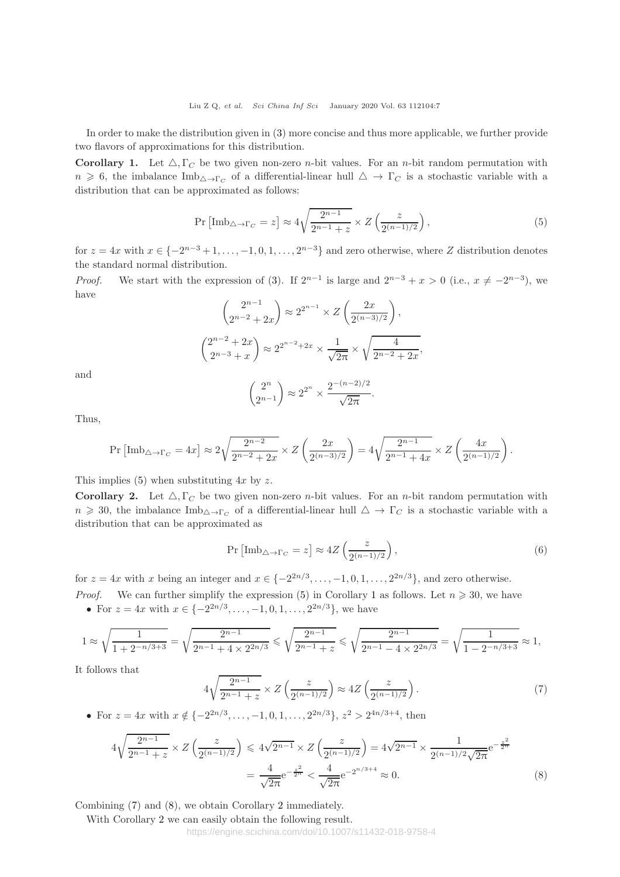In order to make the distribution given in (3) more concise and thus more applicable, we further provide two flavors of approximations for this distribution.

**Corollary 1.** Let $\triangle, \Gamma_C$ be two given non-zero $n$-bit values. For an $n$-bit random permutation with $n \geqslant 6$, the imbalance $\mathrm{Imb}_{\triangle \to \Gamma_C}$ of a differential-linear hull $\triangle \to \Gamma_C$ is a stochastic variable with a distribution that can be approximated as follows:

$$\Pr\left[\mathrm{Imb}_{\triangle \to \Gamma_C} = z\right] \approx 4\sqrt{\frac{2^{n-1}}{2^{n-1}+z}} \times Z\left(\frac{z}{2^{(n-1)/2}}\right), \tag{5}$$

for $z = 4x$ with $x \in \{-2^{n-3}+1, \ldots, -1, 0, 1, \ldots, 2^{n-3}\}$ and zero otherwise, where $Z$ distribution denotes the standard normal distribution.

*Proof.* We start with the expression of (3). If $2^{n-1}$ is large and $2^{n-3}+x > 0$ (i.e., $x \neq -2^{n-3}$), we have

$$\binom{2^{n-1}}{2^{n-2}+2x} \approx 2^{2^{n-1}} \times Z\left(\frac{2x}{2^{(n-3)/2}}\right),$$

$$\binom{2^{n-2}+2x}{2^{n-3}+x} \approx 2^{2^{n-2}+2x} \times \frac{1}{\sqrt{2\pi}} \times \sqrt{\frac{4}{2^{n-2}+2x}},$$

and

$$\binom{2^n}{2^{n-1}} \approx 2^{2^n} \times \frac{2^{-(n-2)/2}}{\sqrt{2\pi}}.$$

Thus,

$$\Pr\left[\mathrm{Imb}_{\triangle \to \Gamma_C} = 4x\right] \approx 2\sqrt{\frac{2^{n-2}}{2^{n-2}+2x}} \times Z\left(\frac{2x}{2^{(n-3)/2}}\right) = 4\sqrt{\frac{2^{n-1}}{2^{n-1}+4x}} \times Z\left(\frac{4x}{2^{(n-1)/2}}\right).$$

This implies (5) when substituting $4x$ by $z$.

**Corollary 2.** Let $\triangle, \Gamma_C$ be two given non-zero $n$-bit values. For an $n$-bit random permutation with $n \geqslant 30$, the imbalance $\mathrm{Imb}_{\triangle \to \Gamma_C}$ of a differential-linear hull $\triangle \to \Gamma_C$ is a stochastic variable with a distribution that can be approximated as

$$\Pr\left[\mathrm{Imb}_{\triangle \to \Gamma_C} = z\right] \approx 4Z\left(\frac{z}{2^{(n-1)/2}}\right), \tag{6}$$

for $z = 4x$ with $x$ being an integer and $x \in \{-2^{2n/3}, \ldots, -1, 0, 1, \ldots, 2^{2n/3}\}$, and zero otherwise.

*Proof.* We can further simplify the expression (5) in Corollary 1 as follows. Let $n \geqslant 30$, we have

- For $z = 4x$ with $x \in \{-2^{2n/3}, \ldots, -1, 0, 1, \ldots, 2^{2n/3}\}$, we have

$$1 \approx \sqrt{\frac{1}{1+2^{-n/3+3}}} = \sqrt{\frac{2^{n-1}}{2^{n-1}+4 \times 2^{2n/3}}} \leqslant \sqrt{\frac{2^{n-1}}{2^{n-1}+z}} \leqslant \sqrt{\frac{2^{n-1}}{2^{n-1}-4 \times 2^{2n/3}}} = \sqrt{\frac{1}{1-2^{-n/3+3}}} \approx 1,$$

It follows that

$$4\sqrt{\frac{2^{n-1}}{2^{n-1}+z}} \times Z\left(\frac{z}{2^{(n-1)/2}}\right) \approx 4Z\left(\frac{z}{2^{(n-1)/2}}\right). \tag{7}$$

- For $z = 4x$ with $x \notin \{-2^{2n/3}, \ldots, -1, 0, 1, \ldots, 2^{2n/3}\}$, $z^2 > 2^{4n/3+4}$, then

$$\begin{aligned} 4\sqrt{\frac{2^{n-1}}{2^{n-1}+z}} \times Z\left(\frac{z}{2^{(n-1)/2}}\right) &\leqslant 4\sqrt{2^{n-1}} \times Z\left(\frac{z}{2^{(n-1)/2}}\right) = 4\sqrt{2^{n-1}} \times \frac{1}{2^{(n-1)/2}\sqrt{2\pi}} \mathrm{e}^{-\frac{z^2}{2^n}} \\ &= \frac{4}{\sqrt{2\pi}} \mathrm{e}^{-\frac{z^2}{2^n}} < \frac{4}{\sqrt{2\pi}} \mathrm{e}^{-2^{n/3+4}} \approx 0. \end{aligned} \tag{8}$$

Combining (7) and (8), we obtain Corollary 2 immediately.

With Corollary 2 we can easily obtain the following result.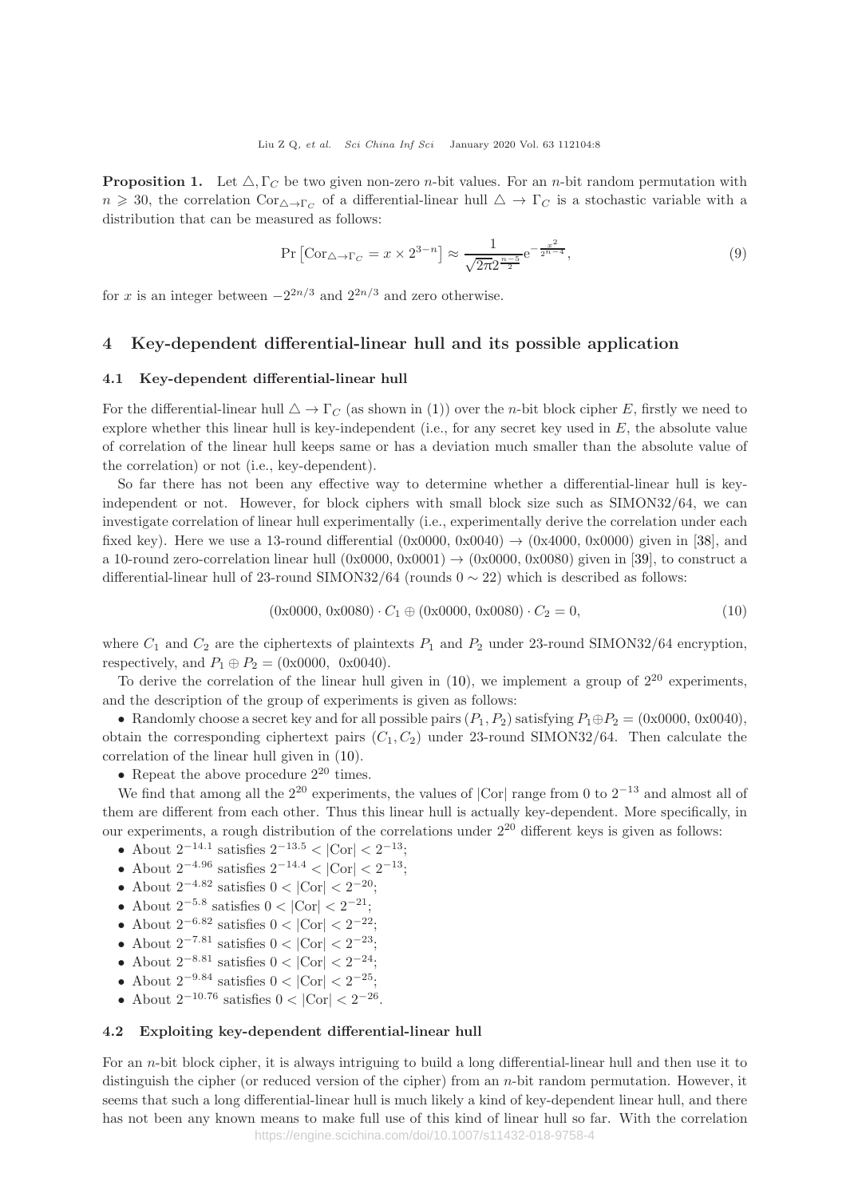**Proposition 1.** Let $\triangle, \Gamma_C$ be two given non-zero $n$-bit values. For an $n$-bit random permutation with $n \geqslant 30$, the correlation $\mathrm{Cor}_{\triangle \to \Gamma_C}$ of a differential-linear hull $\triangle \to \Gamma_C$ is a stochastic variable with a distribution that can be measured as follows:

$$\Pr\left[\mathrm{Cor}_{\triangle \to \Gamma_C} = x \times 2^{3-n}\right] \approx \frac{1}{\sqrt{2\pi} 2^{\frac{n-5}{2}}} \mathrm{e}^{-\frac{x^2}{2^{n-4}}}, \tag{9}$$

for $x$ is an integer between $-2^{2n/3}$ and $2^{2n/3}$ and zero otherwise.

## 4 Key-dependent differential-linear hull and its possible application

### 4.1 Key-dependent differential-linear hull

For the differential-linear hull $\triangle \to \Gamma_C$ (as shown in (1)) over the $n$-bit block cipher $E$, firstly we need to explore whether this linear hull is key-independent (i.e., for any secret key used in $E$, the absolute value of correlation of the linear hull keeps same or has a deviation much smaller than the absolute value of the correlation) or not (i.e., key-dependent).

So far there has not been any effective way to determine whether a differential-linear hull is key-independent or not. However, for block ciphers with small block size such as SIMON32/64, we can investigate correlation of linear hull experimentally (i.e., experimentally derive the correlation under each fixed key). Here we use a 13-round differential (0x0000, 0x0040) $\to$ (0x4000, 0x0000) given in [38], and a 10-round zero-correlation linear hull (0x0000, 0x0001) $\to$ (0x0000, 0x0080) given in [39], to construct a differential-linear hull of 23-round SIMON32/64 (rounds $0 \sim 22$) which is described as follows:

$$(\text{0x0000, 0x0080}) \cdot C_1 \oplus (\text{0x0000, 0x0080}) \cdot C_2 = 0, \tag{10}$$

where $C_1$ and $C_2$ are the ciphertexts of plaintexts $P_1$ and $P_2$ under 23-round SIMON32/64 encryption, respectively, and $P_1 \oplus P_2 = $ (0x0000, 0x0040).

To derive the correlation of the linear hull given in (10), we implement a group of $2^{20}$ experiments, and the description of the group of experiments is given as follows:

- Randomly choose a secret key and for all possible pairs $(P_1, P_2)$ satisfying $P_1 \oplus P_2 = $ (0x0000, 0x0040), obtain the corresponding ciphertext pairs $(C_1, C_2)$ under 23-round SIMON32/64. Then calculate the correlation of the linear hull given in (10).
- Repeat the above procedure $2^{20}$ times.

We find that among all the $2^{20}$ experiments, the values of $|\mathrm{Cor}|$ range from 0 to $2^{-13}$ and almost all of them are different from each other. Thus this linear hull is actually key-dependent. More specifically, in our experiments, a rough distribution of the correlations under $2^{20}$ different keys is given as follows:

- About $2^{-14.1}$ satisfies $2^{-13.5} < |\mathrm{Cor}| < 2^{-13}$;
- About $2^{-4.96}$ satisfies $2^{-14.4} < |\mathrm{Cor}| < 2^{-13}$;
- About $2^{-4.82}$ satisfies $0 < |\mathrm{Cor}| < 2^{-20}$;
- About $2^{-5.8}$ satisfies $0 < |\mathrm{Cor}| < 2^{-21}$;
- About $2^{-6.82}$ satisfies $0 < |\mathrm{Cor}| < 2^{-22}$;
- About $2^{-7.81}$ satisfies $0 < |\mathrm{Cor}| < 2^{-23}$;
- About $2^{-8.81}$ satisfies $0 < |\mathrm{Cor}| < 2^{-24}$;
- About $2^{-9.84}$ satisfies $0 < |\mathrm{Cor}| < 2^{-25}$;
- About $2^{-10.76}$ satisfies $0 < |\mathrm{Cor}| < 2^{-26}$.

### 4.2 Exploiting key-dependent differential-linear hull

For an $n$-bit block cipher, it is always intriguing to build a long differential-linear hull and then use it to distinguish the cipher (or reduced version of the cipher) from an $n$-bit random permutation. However, it seems that such a long differential-linear hull is much likely a kind of key-dependent linear hull, and there has not been any known means to make full use of this kind of linear hull so far. With the correlation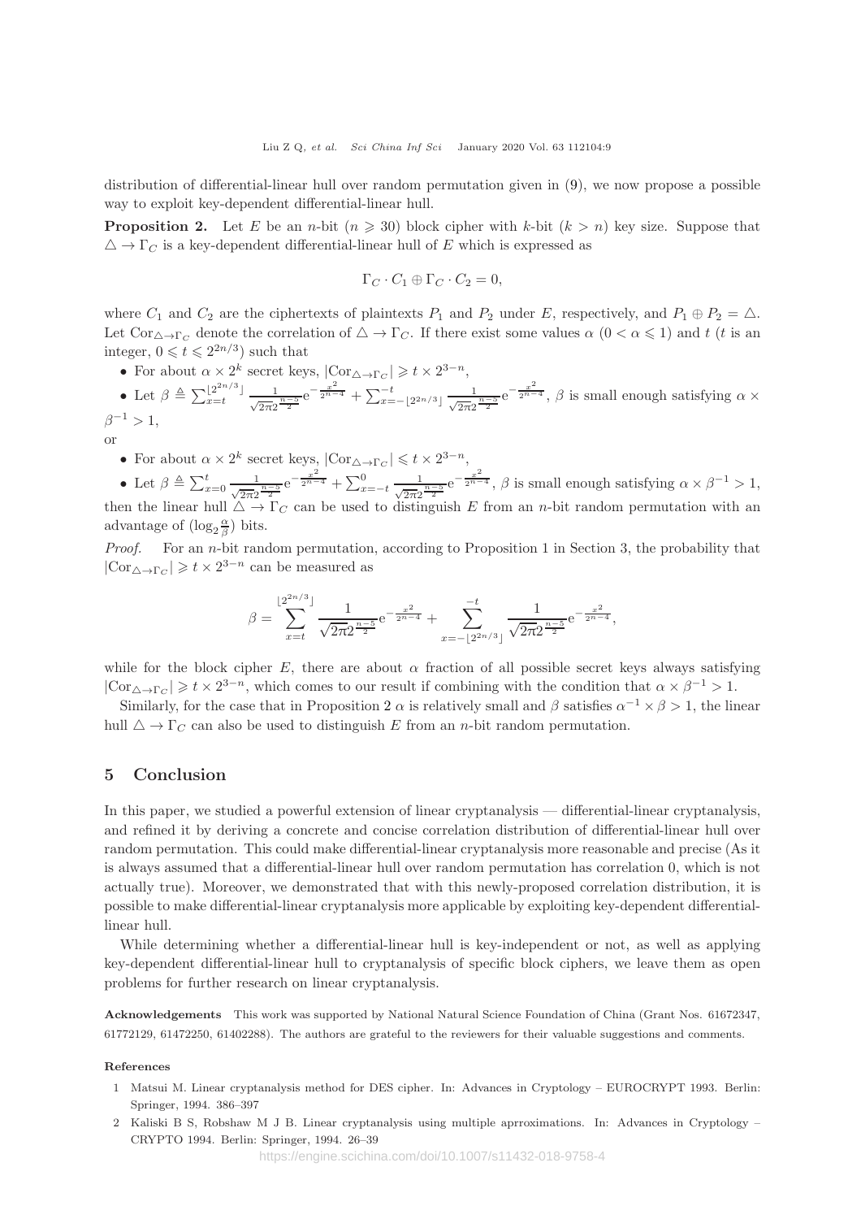distribution of differential-linear hull over random permutation given in (9), we now propose a possible way to exploit key-dependent differential-linear hull.

**Proposition 2.** Let $E$ be an $n$-bit ($n \geqslant 30$) block cipher with $k$-bit ($k > n$) key size. Suppose that $\triangle \to \Gamma_C$ is a key-dependent differential-linear hull of $E$ which is expressed as

$$\Gamma_C \cdot C_1 \oplus \Gamma_C \cdot C_2 = 0,$$

where $C_1$ and $C_2$ are the ciphertexts of plaintexts $P_1$ and $P_2$ under $E$, respectively, and $P_1 \oplus P_2 = \triangle$. Let $\mathrm{Cor}_{\triangle\to\Gamma_C}$ denote the correlation of $\triangle \to \Gamma_C$. If there exist some values $\alpha$ ($0 < \alpha \leqslant 1$) and $t$ ($t$ is an integer, $0 \leqslant t \leqslant 2^{2n/3}$) such that

- For about $\alpha \times 2^k$ secret keys, $|\mathrm{Cor}_{\triangle\to\Gamma_C}| \geqslant t \times 2^{3-n}$,
- Let $\beta \triangleq \sum_{x=t}^{\lfloor 2^{2n/3}\rfloor} \frac{1}{\sqrt{2\pi}2^{\frac{n-5}{2}}}\mathrm{e}^{-\frac{x^2}{2^{n-4}}} + \sum_{x=-\lfloor 2^{2n/3}\rfloor}^{-t} \frac{1}{\sqrt{2\pi}2^{\frac{n-5}{2}}}\mathrm{e}^{-\frac{x^2}{2^{n-4}}}$, $\beta$ is small enough satisfying $\alpha \times \beta^{-1} > 1$,

or

- For about $\alpha \times 2^k$ secret keys, $|\mathrm{Cor}_{\triangle\to\Gamma_C}| \leqslant t \times 2^{3-n}$,
- Let $\beta \triangleq \sum_{x=0}^{t} \frac{1}{\sqrt{2\pi}2^{\frac{n-5}{2}}}\mathrm{e}^{-\frac{x^2}{2^{n-4}}} + \sum_{x=-t}^{0} \frac{1}{\sqrt{2\pi}2^{\frac{n-5}{2}}}\mathrm{e}^{-\frac{x^2}{2^{n-4}}}$, $\beta$ is small enough satisfying $\alpha \times \beta^{-1} > 1$,

then the linear hull $\triangle \to \Gamma_C$ can be used to distinguish $E$ from an $n$-bit random permutation with an advantage of $(\log_2 \frac{\alpha}{\beta})$ bits.

*Proof.* For an $n$-bit random permutation, according to Proposition 1 in Section 3, the probability that $|\mathrm{Cor}_{\triangle\to\Gamma_C}| \geqslant t \times 2^{3-n}$ can be measured as

$$\beta = \sum_{x=t}^{\lfloor 2^{2n/3}\rfloor} \frac{1}{\sqrt{2\pi}2^{\frac{n-5}{2}}}\mathrm{e}^{-\frac{x^2}{2^{n-4}}} + \sum_{x=-\lfloor 2^{2n/3}\rfloor}^{-t} \frac{1}{\sqrt{2\pi}2^{\frac{n-5}{2}}}\mathrm{e}^{-\frac{x^2}{2^{n-4}}},$$

while for the block cipher $E$, there are about $\alpha$ fraction of all possible secret keys always satisfying $|\mathrm{Cor}_{\triangle\to\Gamma_C}| \geqslant t \times 2^{3-n}$, which comes to our result if combining with the condition that $\alpha \times \beta^{-1} > 1$.

Similarly, for the case that in Proposition 2 $\alpha$ is relatively small and $\beta$ satisfies $\alpha^{-1} \times \beta > 1$, the linear hull $\triangle \to \Gamma_C$ can also be used to distinguish $E$ from an $n$-bit random permutation.

## 5 Conclusion

In this paper, we studied a powerful extension of linear cryptanalysis — differential-linear cryptanalysis, and refined it by deriving a concrete and concise correlation distribution of differential-linear hull over random permutation. This could make differential-linear cryptanalysis more reasonable and precise (As it is always assumed that a differential-linear hull over random permutation has correlation 0, which is not actually true). Moreover, we demonstrated that with this newly-proposed correlation distribution, it is possible to make differential-linear cryptanalysis more applicable by exploiting key-dependent differential-linear hull.

While determining whether a differential-linear hull is key-independent or not, as well as applying key-dependent differential-linear hull to cryptanalysis of specific block ciphers, we leave them as open problems for further research on linear cryptanalysis.

**Acknowledgements** This work was supported by National Natural Science Foundation of China (Grant Nos. 61672347, 61772129, 61472250, 61402288). The authors are grateful to the reviewers for their valuable suggestions and comments.

**References**

1 Matsui M. Linear cryptanalysis method for DES cipher. In: Advances in Cryptology – EUROCRYPT 1993. Berlin: Springer, 1994. 386–397

2 Kaliski B S, Robshaw M J B. Linear cryptanalysis using multiple aprroximations. In: Advances in Cryptology – CRYPTO 1994. Berlin: Springer, 1994. 26–39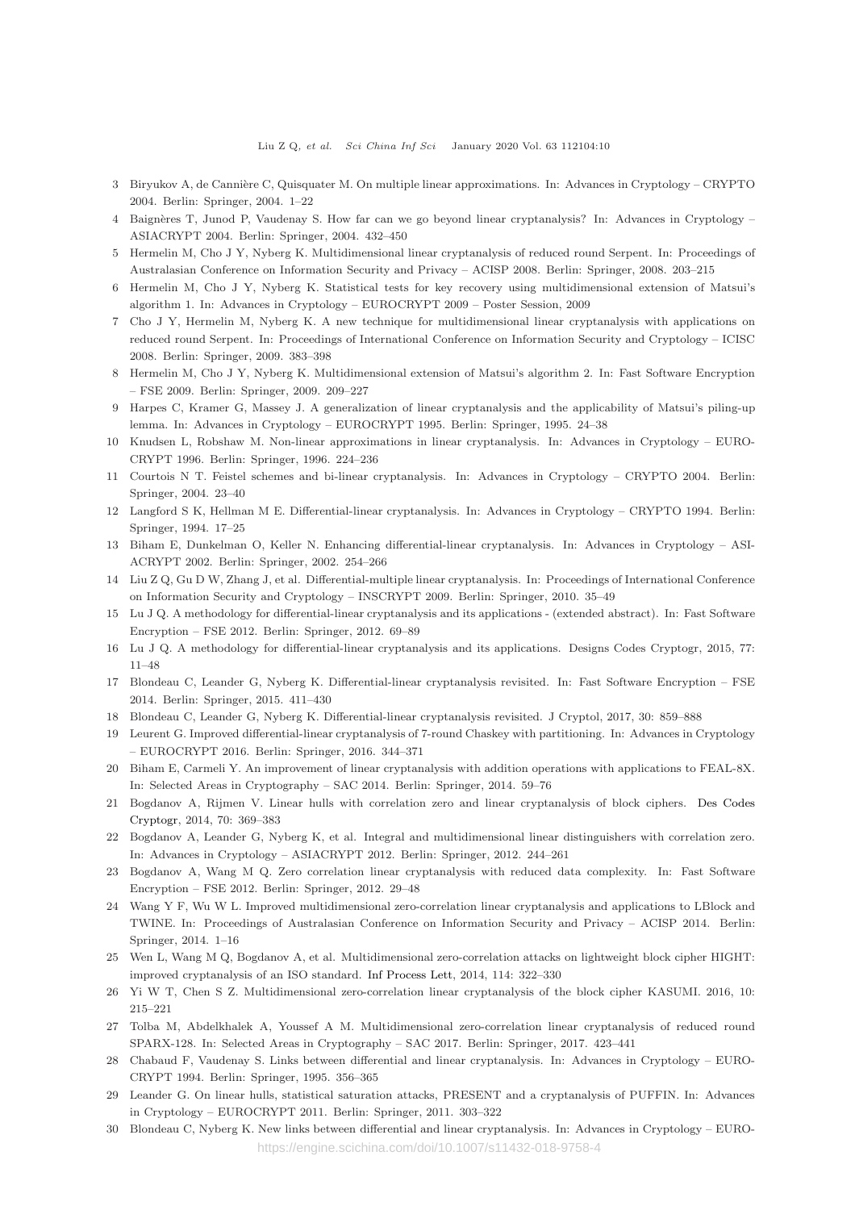3 Biryukov A, de Cannière C, Quisquater M. On multiple linear approximations. In: Advances in Cryptology – CRYPTO 2004. Berlin: Springer, 2004. 1–22

4 Baignères T, Junod P, Vaudenay S. How far can we go beyond linear cryptanalysis? In: Advances in Cryptology – ASIACRYPT 2004. Berlin: Springer, 2004. 432–450

5 Hermelin M, Cho J Y, Nyberg K. Multidimensional linear cryptanalysis of reduced round Serpent. In: Proceedings of Australasian Conference on Information Security and Privacy – ACISP 2008. Berlin: Springer, 2008. 203–215

6 Hermelin M, Cho J Y, Nyberg K. Statistical tests for key recovery using multidimensional extension of Matsui's algorithm 1. In: Advances in Cryptology – EUROCRYPT 2009 – Poster Session, 2009

7 Cho J Y, Hermelin M, Nyberg K. A new technique for multidimensional linear cryptanalysis with applications on reduced round Serpent. In: Proceedings of International Conference on Information Security and Cryptology – ICISC 2008. Berlin: Springer, 2009. 383–398

8 Hermelin M, Cho J Y, Nyberg K. Multidimensional extension of Matsui's algorithm 2. In: Fast Software Encryption – FSE 2009. Berlin: Springer, 2009. 209–227

9 Harpes C, Kramer G, Massey J. A generalization of linear cryptanalysis and the applicability of Matsui's piling-up lemma. In: Advances in Cryptology – EUROCRYPT 1995. Berlin: Springer, 1995. 24–38

10 Knudsen L, Robshaw M. Non-linear approximations in linear cryptanalysis. In: Advances in Cryptology – EUROCRYPT 1996. Berlin: Springer, 1996. 224–236

11 Courtois N T. Feistel schemes and bi-linear cryptanalysis. In: Advances in Cryptology – CRYPTO 2004. Berlin: Springer, 2004. 23–40

12 Langford S K, Hellman M E. Differential-linear cryptanalysis. In: Advances in Cryptology – CRYPTO 1994. Berlin: Springer, 1994. 17–25

13 Biham E, Dunkelman O, Keller N. Enhancing differential-linear cryptanalysis. In: Advances in Cryptology – ASIACRYPT 2002. Berlin: Springer, 2002. 254–266

14 Liu Z Q, Gu D W, Zhang J, et al. Differential-multiple linear cryptanalysis. In: Proceedings of International Conference on Information Security and Cryptology – INSCRYPT 2009. Berlin: Springer, 2010. 35–49

15 Lu J Q. A methodology for differential-linear cryptanalysis and its applications - (extended abstract). In: Fast Software Encryption – FSE 2012. Berlin: Springer, 2012. 69–89

16 Lu J Q. A methodology for differential-linear cryptanalysis and its applications. Designs Codes Cryptogr, 2015, 77: 11–48

17 Blondeau C, Leander G, Nyberg K. Differential-linear cryptanalysis revisited. In: Fast Software Encryption – FSE 2014. Berlin: Springer, 2015. 411–430

18 Blondeau C, Leander G, Nyberg K. Differential-linear cryptanalysis revisited. J Cryptol, 2017, 30: 859–888

19 Leurent G. Improved differential-linear cryptanalysis of 7-round Chaskey with partitioning. In: Advances in Cryptology – EUROCRYPT 2016. Berlin: Springer, 2016. 344–371

20 Biham E, Carmeli Y. An improvement of linear cryptanalysis with addition operations with applications to FEAL-8X. In: Selected Areas in Cryptography – SAC 2014. Berlin: Springer, 2014. 59–76

21 Bogdanov A, Rijmen V. Linear hulls with correlation zero and linear cryptanalysis of block ciphers. Des Codes Cryptogr, 2014, 70: 369–383

22 Bogdanov A, Leander G, Nyberg K, et al. Integral and multidimensional linear distinguishers with correlation zero. In: Advances in Cryptology – ASIACRYPT 2012. Berlin: Springer, 2012. 244–261

23 Bogdanov A, Wang M Q. Zero correlation linear cryptanalysis with reduced data complexity. In: Fast Software Encryption – FSE 2012. Berlin: Springer, 2012. 29–48

24 Wang Y F, Wu W L. Improved multidimensional zero-correlation linear cryptanalysis and applications to LBlock and TWINE. In: Proceedings of Australasian Conference on Information Security and Privacy – ACISP 2014. Berlin: Springer, 2014. 1–16

25 Wen L, Wang M Q, Bogdanov A, et al. Multidimensional zero-correlation attacks on lightweight block cipher HIGHT: improved cryptanalysis of an ISO standard. Inf Process Lett, 2014, 114: 322–330

26 Yi W T, Chen S Z. Multidimensional zero-correlation linear cryptanalysis of the block cipher KASUMI. 2016, 10: 215–221

27 Tolba M, Abdelkhalek A, Youssef A M. Multidimensional zero-correlation linear cryptanalysis of reduced round SPARX-128. In: Selected Areas in Cryptography – SAC 2017. Berlin: Springer, 2017. 423–441

28 Chabaud F, Vaudenay S. Links between differential and linear cryptanalysis. In: Advances in Cryptology – EUROCRYPT 1994. Berlin: Springer, 1995. 356–365

29 Leander G. On linear hulls, statistical saturation attacks, PRESENT and a cryptanalysis of PUFFIN. In: Advances in Cryptology – EUROCRYPT 2011. Berlin: Springer, 2011. 303–322

30 Blondeau C, Nyberg K. New links between differential and linear cryptanalysis. In: Advances in Cryptology – EURO-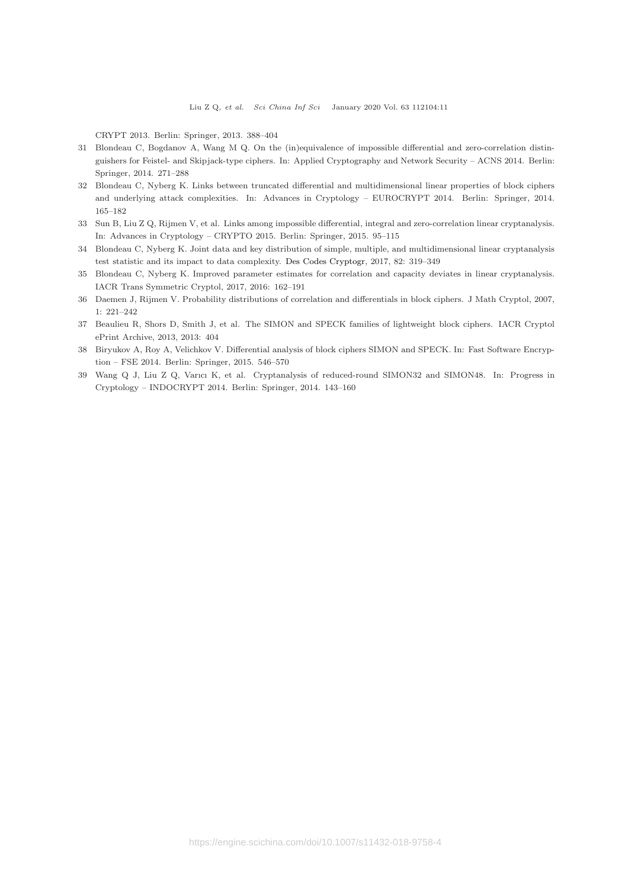CRYPT 2013. Berlin: Springer, 2013. 388–404

31 Blondeau C, Bogdanov A, Wang M Q. On the (in)equivalence of impossible differential and zero-correlation distinguishers for Feistel- and Skipjack-type ciphers. In: Applied Cryptography and Network Security – ACNS 2014. Berlin: Springer, 2014. 271–288

32 Blondeau C, Nyberg K. Links between truncated differential and multidimensional linear properties of block ciphers and underlying attack complexities. In: Advances in Cryptology – EUROCRYPT 2014. Berlin: Springer, 2014. 165–182

33 Sun B, Liu Z Q, Rijmen V, et al. Links among impossible differential, integral and zero-correlation linear cryptanalysis. In: Advances in Cryptology – CRYPTO 2015. Berlin: Springer, 2015. 95–115

34 Blondeau C, Nyberg K. Joint data and key distribution of simple, multiple, and multidimensional linear cryptanalysis test statistic and its impact to data complexity. Des Codes Cryptogr, 2017, 82: 319–349

35 Blondeau C, Nyberg K. Improved parameter estimates for correlation and capacity deviates in linear cryptanalysis. IACR Trans Symmetric Cryptol, 2017, 2016: 162–191

36 Daemen J, Rijmen V. Probability distributions of correlation and differentials in block ciphers. J Math Cryptol, 2007, 1: 221–242

37 Beaulieu R, Shors D, Smith J, et al. The SIMON and SPECK families of lightweight block ciphers. IACR Cryptol ePrint Archive, 2013, 2013: 404

38 Biryukov A, Roy A, Velichkov V. Differential analysis of block ciphers SIMON and SPECK. In: Fast Software Encryption – FSE 2014. Berlin: Springer, 2015. 546–570

39 Wang Q J, Liu Z Q, Varıcı K, et al. Cryptanalysis of reduced-round SIMON32 and SIMON48. In: Progress in Cryptology – INDOCRYPT 2014. Berlin: Springer, 2014. 143–160